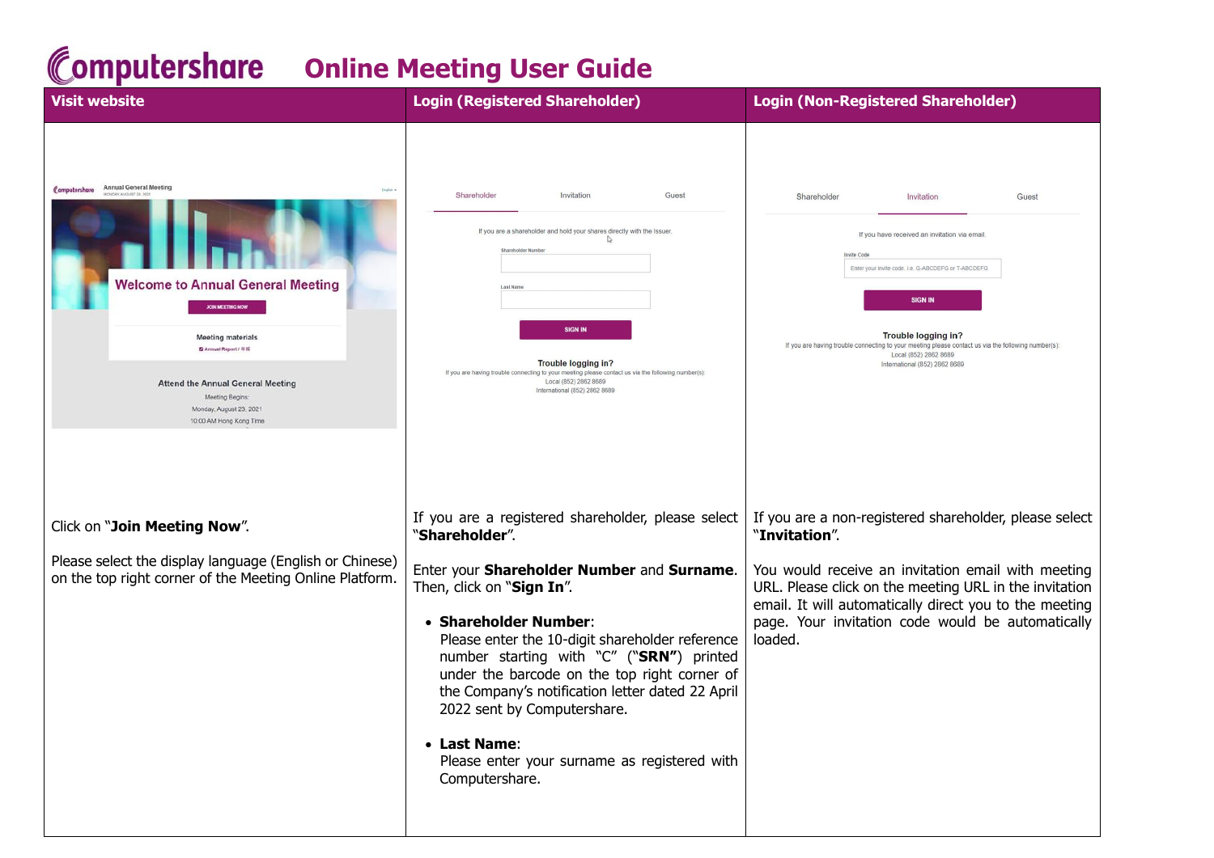# Online Meeting User Guide

| Visit website | Login (Registered Shareholder) | Login (Non-Registered Shareholder) |
| --- | --- | --- |
| Click on "**Join Meeting Now**".<br><br>Please select the display language (English or Chinese) on the top right corner of the Meeting Online Platform. | If you are a registered shareholder, please select "**Shareholder**".<br><br>Enter your **Shareholder Number** and **Surname**. Then, click on "**Sign In**".<br><br>• **Shareholder Number**:<br>Please enter the 10-digit shareholder reference number starting with "C" ("**SRN"**) printed under the barcode on the top right corner of the Company's notification letter dated 22 April 2022 sent by Computershare.<br><br>• **Last Name**:<br>Please enter your surname as registered with Computershare. | If you are a non-registered shareholder, please select "**Invitation**".<br><br>You would receive an invitation email with meeting URL. Please click on the meeting URL in the invitation email. It will automatically direct you to the meeting page. Your invitation code would be automatically loaded. |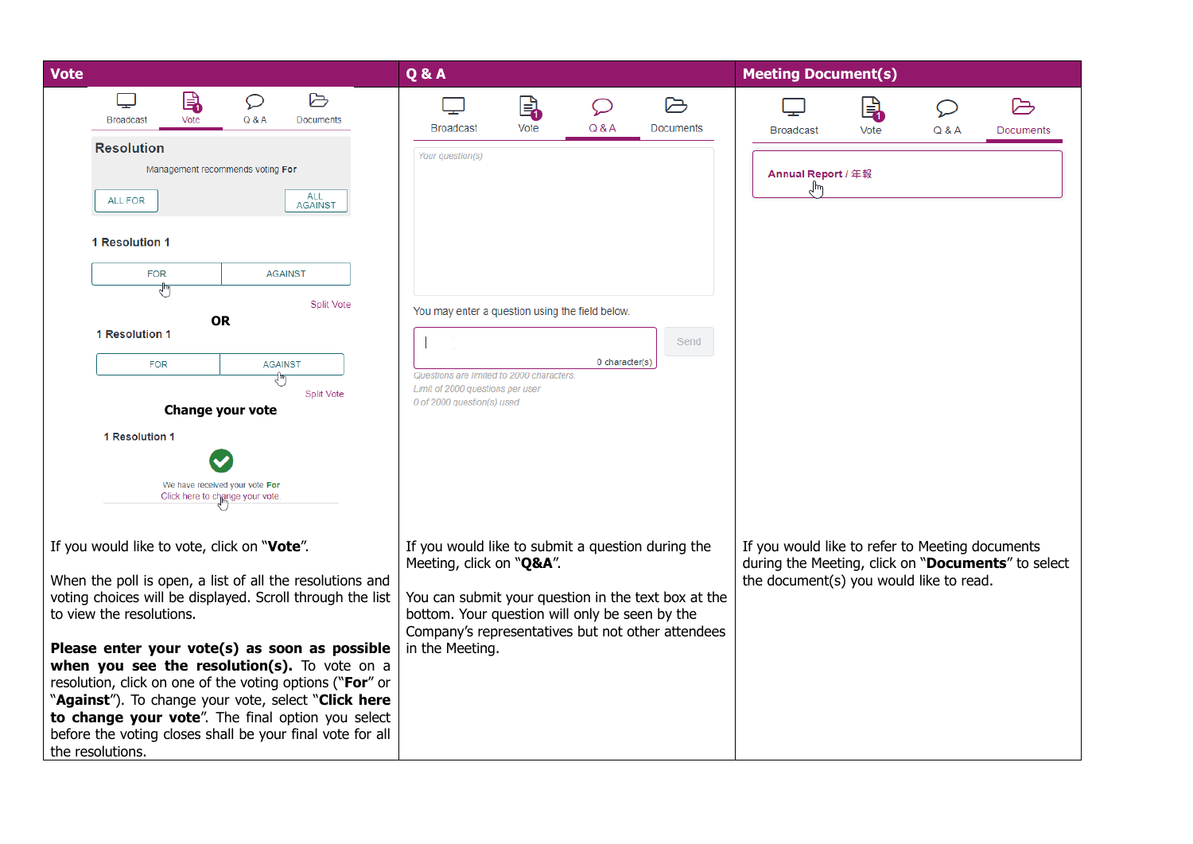| Vote | Q & A | Meeting Document(s) |
| --- | --- | --- |
| Broadcast Vote Q & A Documents<br><br>**Resolution**<br>Management recommends voting **For**<br>ALL FOR ALL AGAINST<br><br>**1 Resolution 1**<br>FOR AGAINST<br>Split Vote<br><br>**OR**<br><br>**1 Resolution 1**<br>FOR AGAINST<br>Split Vote<br><br>**Change your vote**<br><br>**1 Resolution 1**<br>We have received your vote **For**<br>Click here to change your vote. | Broadcast Vote Q & A Documents<br><br>*Your question(s)*<br><br>You may enter a question using the field below.<br>0 character(s) Send<br>*Questions are limited to 2000 characters.*<br>*Limit of 2000 questions per user*<br>*0 of 2000 question(s) used* | Broadcast Vote Q & A Documents<br><br>**Annual Report / 年報** |
| If you would like to vote, click on "**Vote**".<br><br>When the poll is open, a list of all the resolutions and voting choices will be displayed. Scroll through the list to view the resolutions.<br><br>**Please enter your vote(s) as soon as possible when you see the resolution(s).** To vote on a resolution, click on one of the voting options ("**For**" or "**Against**"). To change your vote, select "**Click here to change your vote**". The final option you select before the voting closes shall be your final vote for all the resolutions. | If you would like to submit a question during the Meeting, click on "**Q&A**".<br><br>You can submit your question in the text box at the bottom. Your question will only be seen by the Company's representatives but not other attendees in the Meeting. | If you would like to refer to Meeting documents during the Meeting, click on "**Documents**" to select the document(s) you would like to read. |